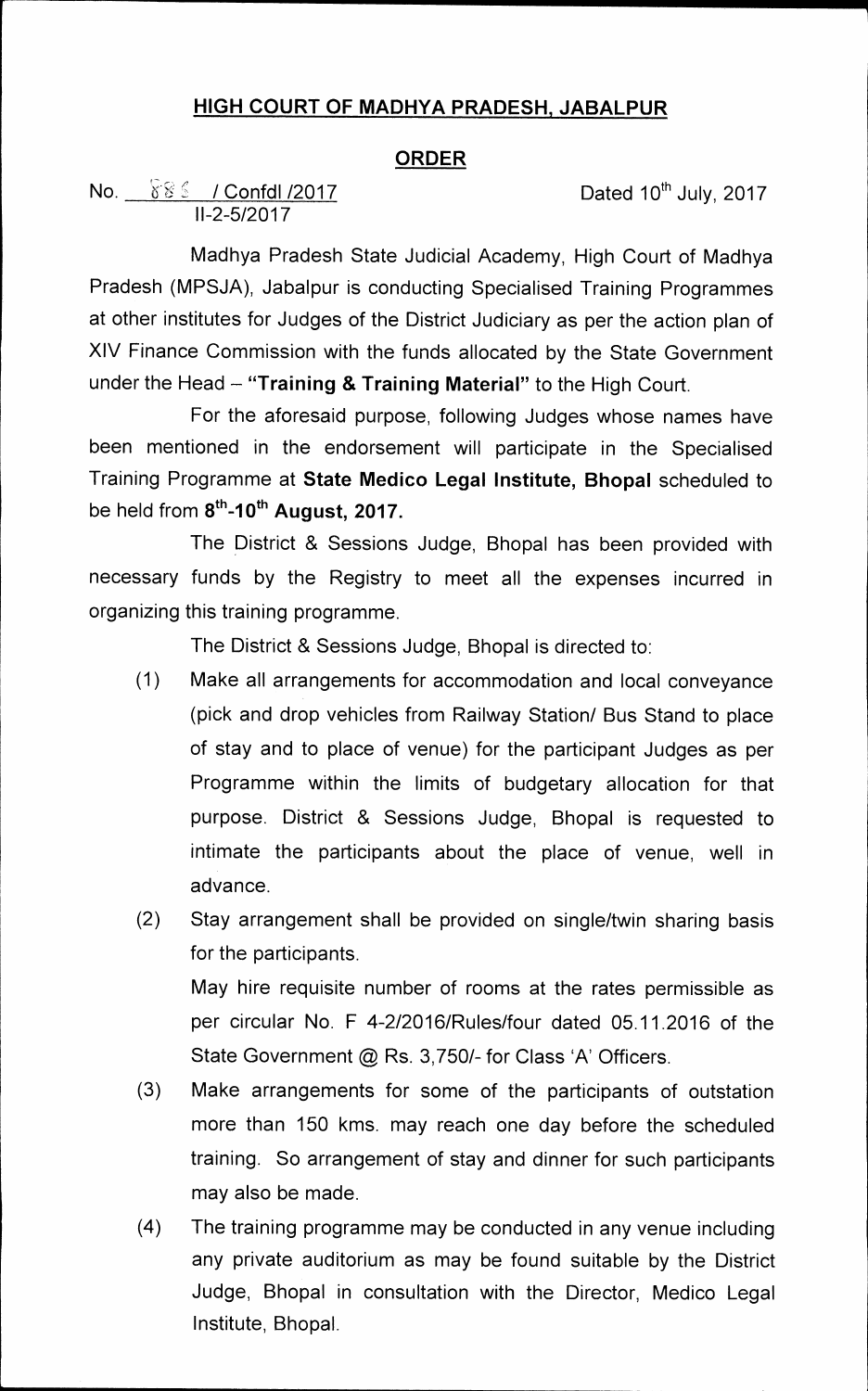# HIGH COURT OF MADHYA PRADESH, JABALPUR

## ORDER

No. 886 / Confdl /2017  
II-2-5/2017

Dated 10th July, 2017

Madhya Pradesh State Judicial Academy, High Court of Madhya Pradesh (MPSJA), Jabalpur is conducting Specialised Training Programmes at other institutes for Judges of the District Judiciary as per the action plan of XIV Finance Commission with the funds allocated by the State Government under the Head – **"Training & Training Material"** to the High Court.

For the aforesaid purpose, following Judges whose names have been mentioned in the endorsement will participate in the Specialised Training Programme at **State Medico Legal Institute, Bhopal** scheduled to be held from **8th-10th August, 2017.**

The District & Sessions Judge, Bhopal has been provided with necessary funds by the Registry to meet all the expenses incurred in organizing this training programme.

The District & Sessions Judge, Bhopal is directed to:

(1) Make all arrangements for accommodation and local conveyance (pick and drop vehicles from Railway Station/ Bus Stand to place of stay and to place of venue) for the participant Judges as per Programme within the limits of budgetary allocation for that purpose. District & Sessions Judge, Bhopal is requested to intimate the participants about the place of venue, well in advance.

(2) Stay arrangement shall be provided on single/twin sharing basis for the participants.

May hire requisite number of rooms at the rates permissible as per circular No. F 4-2/2016/Rules/four dated 05.11.2016 of the State Government @ Rs. 3,750/- for Class 'A' Officers.

(3) Make arrangements for some of the participants of outstation more than 150 kms. may reach one day before the scheduled training. So arrangement of stay and dinner for such participants may also be made.

(4) The training programme may be conducted in any venue including any private auditorium as may be found suitable by the District Judge, Bhopal in consultation with the Director, Medico Legal Institute, Bhopal.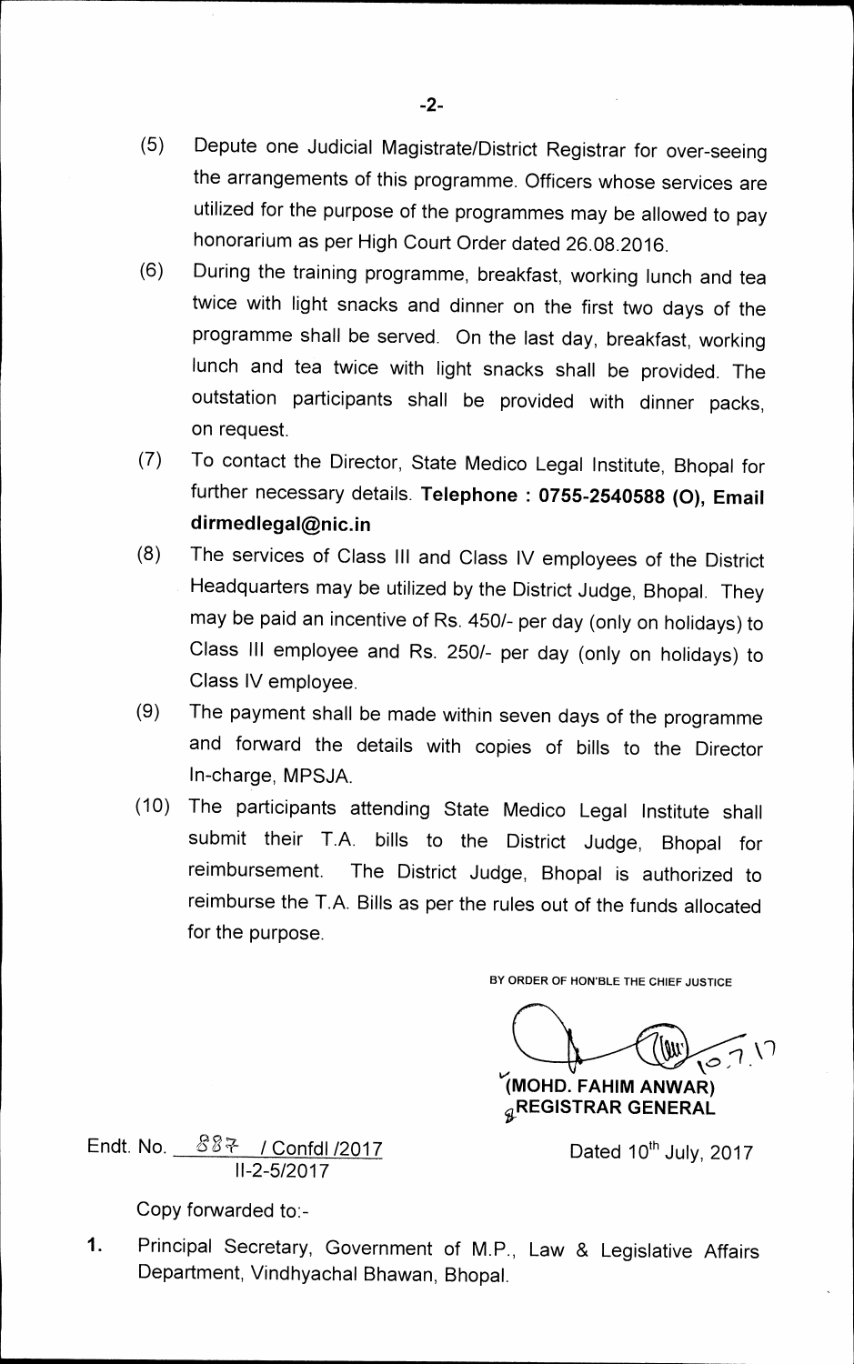(5) Depute one Judicial Magistrate/District Registrar for over-seeing the arrangements of this programme. Officers whose services are utilized for the purpose of the programmes may be allowed to pay honorarium as per High Court Order dated 26.08.2016.

(6) During the training programme, breakfast, working lunch and tea twice with light snacks and dinner on the first two days of the programme shall be served. On the last day, breakfast, working lunch and tea twice with light snacks shall be provided. The outstation participants shall be provided with dinner packs, on request.

(7) To contact the Director, State Medico Legal Institute, Bhopal for further necessary details. **Telephone : 0755-2540588 (O), Email dirmedlegal@nic.in**

(8) The services of Class III and Class IV employees of the District Headquarters may be utilized by the District Judge, Bhopal. They may be paid an incentive of Rs. 450/- per day (only on holidays) to Class III employee and Rs. 250/- per day (only on holidays) to Class IV employee.

(9) The payment shall be made within seven days of the programme and forward the details with copies of bills to the Director In-charge, MPSJA.

(10) The participants attending State Medico Legal Institute shall submit their T.A. bills to the District Judge, Bhopal for reimbursement. The District Judge, Bhopal is authorized to reimburse the T.A. Bills as per the rules out of the funds allocated for the purpose.

BY ORDER OF HON'BLE THE CHIEF JUSTICE

10.7.17

**(MOHD. FAHIM ANWAR)**
**REGISTRAR GENERAL**

Endt. No. 887 / Confdl /2017
II-2-5/2017

Dated 10th July, 2017

Copy forwarded to:-

1. Principal Secretary, Government of M.P., Law & Legislative Affairs Department, Vindhyachal Bhawan, Bhopal.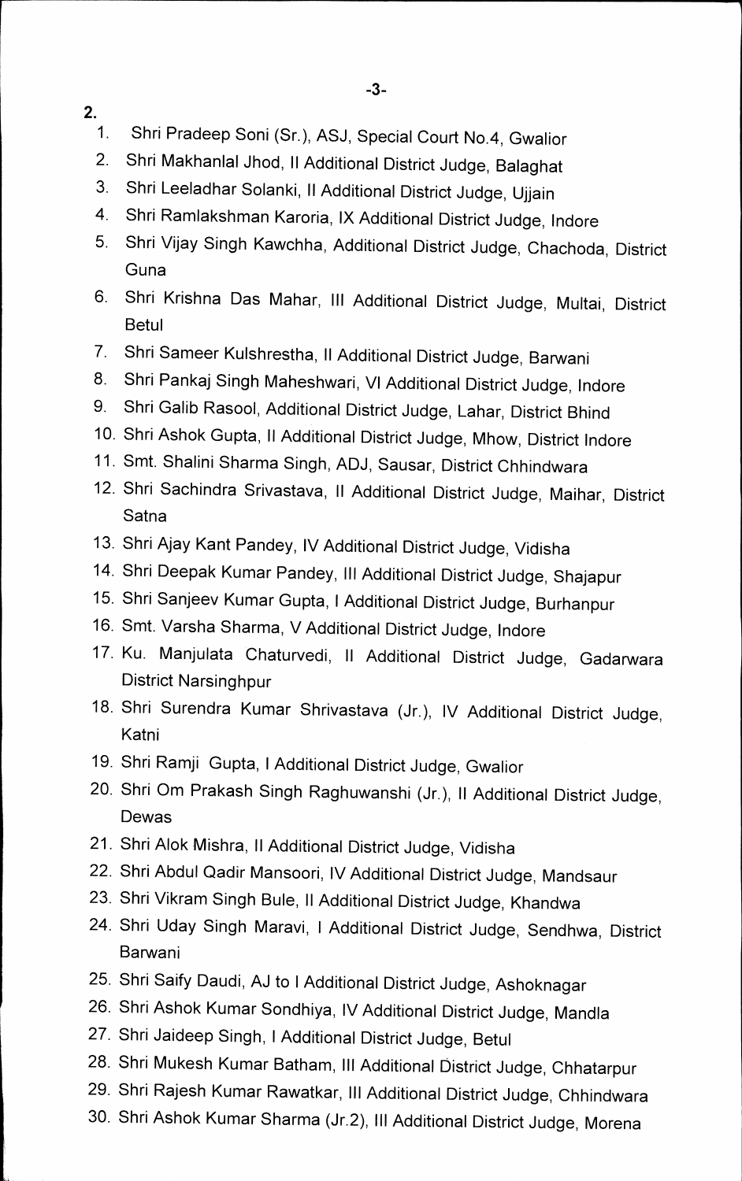2.

1. Shri Pradeep Soni (Sr.), ASJ, Special Court No.4, Gwalior
2. Shri Makhanlal Jhod, II Additional District Judge, Balaghat
3. Shri Leeladhar Solanki, II Additional District Judge, Ujjain
4. Shri Ramlakshman Karoria, IX Additional District Judge, Indore
5. Shri Vijay Singh Kawchha, Additional District Judge, Chachoda, District Guna
6. Shri Krishna Das Mahar, III Additional District Judge, Multai, District Betul
7. Shri Sameer Kulshrestha, II Additional District Judge, Barwani
8. Shri Pankaj Singh Maheshwari, VI Additional District Judge, Indore
9. Shri Galib Rasool, Additional District Judge, Lahar, District Bhind
10. Shri Ashok Gupta, II Additional District Judge, Mhow, District Indore
11. Smt. Shalini Sharma Singh, ADJ, Sausar, District Chhindwara
12. Shri Sachindra Srivastava, II Additional District Judge, Maihar, District Satna
13. Shri Ajay Kant Pandey, IV Additional District Judge, Vidisha
14. Shri Deepak Kumar Pandey, III Additional District Judge, Shajapur
15. Shri Sanjeev Kumar Gupta, I Additional District Judge, Burhanpur
16. Smt. Varsha Sharma, V Additional District Judge, Indore
17. Ku. Manjulata Chaturvedi, II Additional District Judge, Gadarwara District Narsinghpur
18. Shri Surendra Kumar Shrivastava (Jr.), IV Additional District Judge, Katni
19. Shri Ramji Gupta, I Additional District Judge, Gwalior
20. Shri Om Prakash Singh Raghuwanshi (Jr.), II Additional District Judge, Dewas
21. Shri Alok Mishra, II Additional District Judge, Vidisha
22. Shri Abdul Qadir Mansoori, IV Additional District Judge, Mandsaur
23. Shri Vikram Singh Bule, II Additional District Judge, Khandwa
24. Shri Uday Singh Maravi, I Additional District Judge, Sendhwa, District Barwani
25. Shri Saify Daudi, AJ to I Additional District Judge, Ashoknagar
26. Shri Ashok Kumar Sondhiya, IV Additional District Judge, Mandla
27. Shri Jaideep Singh, I Additional District Judge, Betul
28. Shri Mukesh Kumar Batham, III Additional District Judge, Chhatarpur
29. Shri Rajesh Kumar Rawatkar, III Additional District Judge, Chhindwara
30. Shri Ashok Kumar Sharma (Jr.2), III Additional District Judge, Morena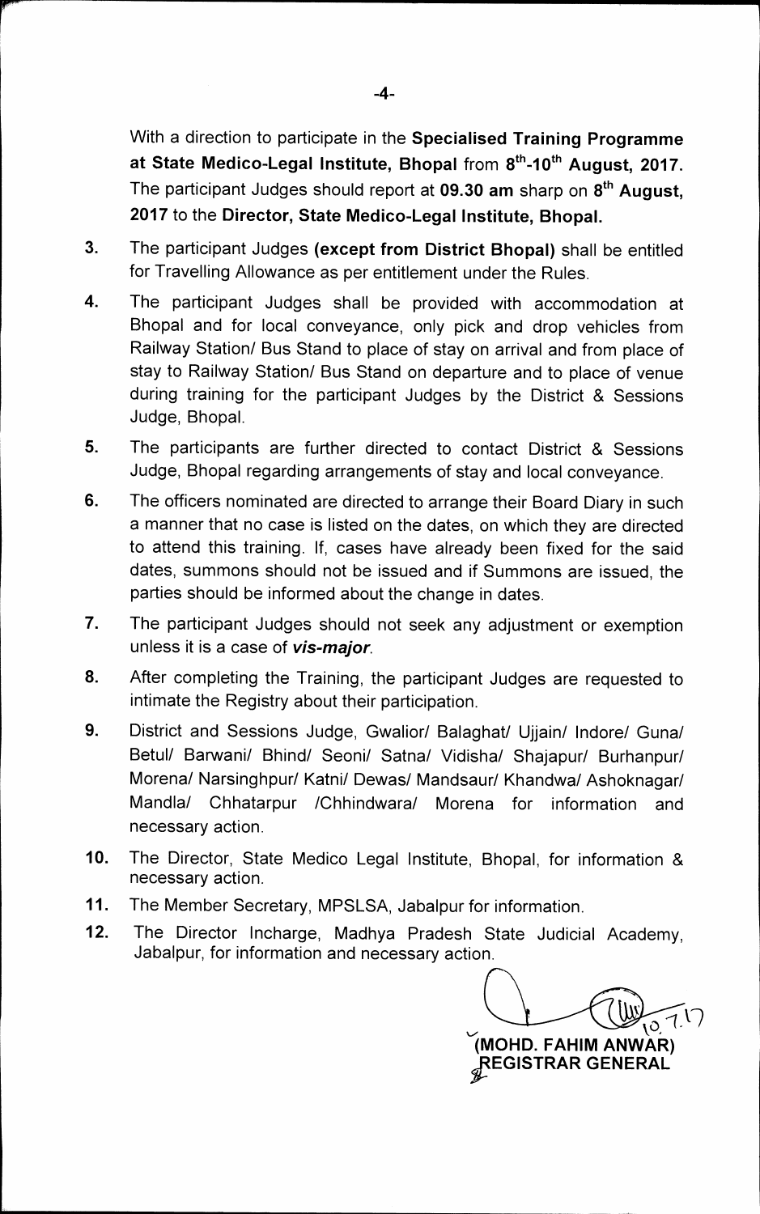With a direction to participate in the **Specialised Training Programme at State Medico-Legal Institute, Bhopal** from **8th-10th August, 2017.** The participant Judges should report at **09.30 am** sharp on **8th August, 2017** to the **Director, State Medico-Legal Institute, Bhopal.**

3. The participant Judges **(except from District Bhopal)** shall be entitled for Travelling Allowance as per entitlement under the Rules.

4. The participant Judges shall be provided with accommodation at Bhopal and for local conveyance, only pick and drop vehicles from Railway Station/ Bus Stand to place of stay on arrival and from place of stay to Railway Station/ Bus Stand on departure and to place of venue during training for the participant Judges by the District & Sessions Judge, Bhopal.

5. The participants are further directed to contact District & Sessions Judge, Bhopal regarding arrangements of stay and local conveyance.

6. The officers nominated are directed to arrange their Board Diary in such a manner that no case is listed on the dates, on which they are directed to attend this training. If, cases have already been fixed for the said dates, summons should not be issued and if Summons are issued, the parties should be informed about the change in dates.

7. The participant Judges should not seek any adjustment or exemption unless it is a case of ***vis-major***.

8. After completing the Training, the participant Judges are requested to intimate the Registry about their participation.

9. District and Sessions Judge, Gwalior/ Balaghat/ Ujjain/ Indore/ Guna/ Betul/ Barwani/ Bhind/ Seoni/ Satna/ Vidisha/ Shajapur/ Burhanpur/ Morena/ Narsinghpur/ Katni/ Dewas/ Mandsaur/ Khandwa/ Ashoknagar/ Mandla/ Chhatarpur /Chhindwara/ Morena for information and necessary action.

10. The Director, State Medico Legal Institute, Bhopal, for information & necessary action.

11. The Member Secretary, MPSLSA, Jabalpur for information.

12. The Director Incharge, Madhya Pradesh State Judicial Academy, Jabalpur, for information and necessary action.

10.7.17

**(MOHD. FAHIM ANWAR)**
**REGISTRAR GENERAL**